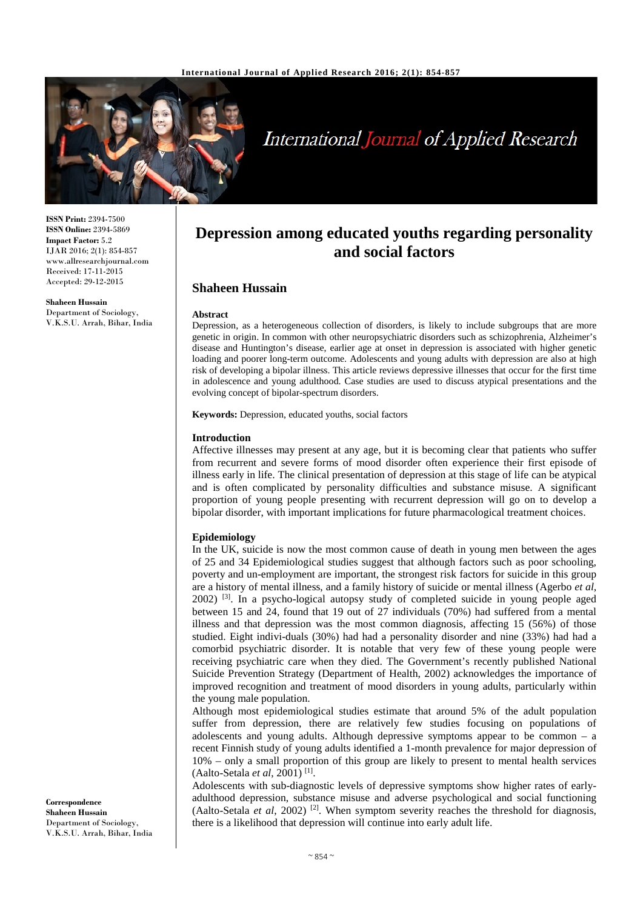**ISSN Print:** 2394-7500
**ISSN Online:** 2394-5869
**Impact Factor:** 5.2
IJAR 2016; 2(1): 854-857
www.allresearchjournal.com
Received: 17-11-2015
Accepted: 29-12-2015

**Shaheen Hussain**
Department of Sociology, V.K.S.U. Arrah, Bihar, India

**Correspondence**
**Shaheen Hussain**
Department of Sociology, V.K.S.U. Arrah, Bihar, India

# Depression among educated youths regarding personality and social factors

## Shaheen Hussain

### Abstract

Depression, as a heterogeneous collection of disorders, is likely to include subgroups that are more genetic in origin. In common with other neuropsychiatric disorders such as schizophrenia, Alzheimer's disease and Huntington's disease, earlier age at onset in depression is associated with higher genetic loading and poorer long-term outcome. Adolescents and young adults with depression are also at high risk of developing a bipolar illness. This article reviews depressive illnesses that occur for the first time in adolescence and young adulthood. Case studies are used to discuss atypical presentations and the evolving concept of bipolar-spectrum disorders.

**Keywords:** Depression, educated youths, social factors

### Introduction

Affective illnesses may present at any age, but it is becoming clear that patients who suffer from recurrent and severe forms of mood disorder often experience their first episode of illness early in life. The clinical presentation of depression at this stage of life can be atypical and is often complicated by personality difficulties and substance misuse. A significant proportion of young people presenting with recurrent depression will go on to develop a bipolar disorder, with important implications for future pharmacological treatment choices.

### Epidemiology

In the UK, suicide is now the most common cause of death in young men between the ages of 25 and 34 Epidemiological studies suggest that although factors such as poor schooling, poverty and un-employment are important, the strongest risk factors for suicide in this group are a history of mental illness, and a family history of suicide or mental illness (Agerbo *et al*, 2002) [3]. In a psycho-logical autopsy study of completed suicide in young people aged between 15 and 24, found that 19 out of 27 individuals (70%) had suffered from a mental illness and that depression was the most common diagnosis, affecting 15 (56%) of those studied. Eight indivi-duals (30%) had had a personality disorder and nine (33%) had had a comorbid psychiatric disorder. It is notable that very few of these young people were receiving psychiatric care when they died. The Government's recently published National Suicide Prevention Strategy (Department of Health, 2002) acknowledges the importance of improved recognition and treatment of mood disorders in young adults, particularly within the young male population.

Although most epidemiological studies estimate that around 5% of the adult population suffer from depression, there are relatively few studies focusing on populations of adolescents and young adults. Although depressive symptoms appear to be common – a recent Finnish study of young adults identified a 1-month prevalence for major depression of 10% – only a small proportion of this group are likely to present to mental health services (Aalto-Setala *et al*, 2001) [1].

Adolescents with sub-diagnostic levels of depressive symptoms show higher rates of early-adulthood depression, substance misuse and adverse psychological and social functioning (Aalto-Setala *et al*, 2002) [2]. When symptom severity reaches the threshold for diagnosis, there is a likelihood that depression will continue into early adult life.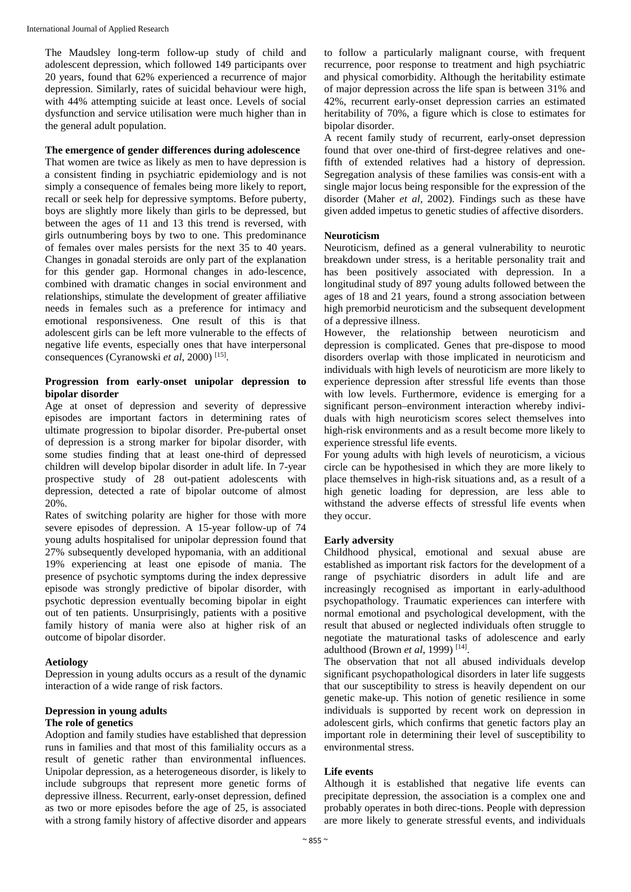The Maudsley long-term follow-up study of child and adolescent depression, which followed 149 participants over 20 years, found that 62% experienced a recurrence of major depression. Similarly, rates of suicidal behaviour were high, with 44% attempting suicide at least once. Levels of social dysfunction and service utilisation were much higher than in the general adult population.

### The emergence of gender differences during adolescence

That women are twice as likely as men to have depression is a consistent finding in psychiatric epidemiology and is not simply a consequence of females being more likely to report, recall or seek help for depressive symptoms. Before puberty, boys are slightly more likely than girls to be depressed, but between the ages of 11 and 13 this trend is reversed, with girls outnumbering boys by two to one. This predominance of females over males persists for the next 35 to 40 years. Changes in gonadal steroids are only part of the explanation for this gender gap. Hormonal changes in ado-lescence, combined with dramatic changes in social environment and relationships, stimulate the development of greater affiliative needs in females such as a preference for intimacy and emotional responsiveness. One result of this is that adolescent girls can be left more vulnerable to the effects of negative life events, especially ones that have interpersonal consequences (Cyranowski *et al*, 2000) [15].

### Progression from early-onset unipolar depression to bipolar disorder

Age at onset of depression and severity of depressive episodes are important factors in determining rates of ultimate progression to bipolar disorder. Pre-pubertal onset of depression is a strong marker for bipolar disorder, with some studies finding that at least one-third of depressed children will develop bipolar disorder in adult life. In 7-year prospective study of 28 out-patient adolescents with depression, detected a rate of bipolar outcome of almost 20%.

Rates of switching polarity are higher for those with more severe episodes of depression. A 15-year follow-up of 74 young adults hospitalised for unipolar depression found that 27% subsequently developed hypomania, with an additional 19% experiencing at least one episode of mania. The presence of psychotic symptoms during the index depressive episode was strongly predictive of bipolar disorder, with psychotic depression eventually becoming bipolar in eight out of ten patients. Unsurprisingly, patients with a positive family history of mania were also at higher risk of an outcome of bipolar disorder.

### Aetiology

Depression in young adults occurs as a result of the dynamic interaction of a wide range of risk factors.

### Depression in young adults

#### The role of genetics

Adoption and family studies have established that depression runs in families and that most of this familiality occurs as a result of genetic rather than environmental influences. Unipolar depression, as a heterogeneous disorder, is likely to include subgroups that represent more genetic forms of depressive illness. Recurrent, early-onset depression, defined as two or more episodes before the age of 25, is associated with a strong family history of affective disorder and appears to follow a particularly malignant course, with frequent recurrence, poor response to treatment and high psychiatric and physical comorbidity. Although the heritability estimate of major depression across the life span is between 31% and 42%, recurrent early-onset depression carries an estimated heritability of 70%, a figure which is close to estimates for bipolar disorder.

A recent family study of recurrent, early-onset depression found that over one-third of first-degree relatives and one-fifth of extended relatives had a history of depression. Segregation analysis of these families was consis-ent with a single major locus being responsible for the expression of the disorder (Maher *et al*, 2002). Findings such as these have given added impetus to genetic studies of affective disorders.

### Neuroticism

Neuroticism, defined as a general vulnerability to neurotic breakdown under stress, is a heritable personality trait and has been positively associated with depression. In a longitudinal study of 897 young adults followed between the ages of 18 and 21 years, found a strong association between high premorbid neuroticism and the subsequent development of a depressive illness.

However, the relationship between neuroticism and depression is complicated. Genes that pre-dispose to mood disorders overlap with those implicated in neuroticism and individuals with high levels of neuroticism are more likely to experience depression after stressful life events than those with low levels. Furthermore, evidence is emerging for a significant person–environment interaction whereby indivi-duals with high neuroticism scores select themselves into high-risk environments and as a result become more likely to experience stressful life events.

For young adults with high levels of neuroticism, a vicious circle can be hypothesised in which they are more likely to place themselves in high-risk situations and, as a result of a high genetic loading for depression, are less able to withstand the adverse effects of stressful life events when they occur.

### Early adversity

Childhood physical, emotional and sexual abuse are established as important risk factors for the development of a range of psychiatric disorders in adult life and are increasingly recognised as important in early-adulthood psychopathology. Traumatic experiences can interfere with normal emotional and psychological development, with the result that abused or neglected individuals often struggle to negotiate the maturational tasks of adolescence and early adulthood (Brown *et al*, 1999) [14].

The observation that not all abused individuals develop significant psychopathological disorders in later life suggests that our susceptibility to stress is heavily dependent on our genetic make-up. This notion of genetic resilience in some individuals is supported by recent work on depression in adolescent girls, which confirms that genetic factors play an important role in determining their level of susceptibility to environmental stress.

### Life events

Although it is established that negative life events can precipitate depression, the association is a complex one and probably operates in both direc-tions. People with depression are more likely to generate stressful events, and individuals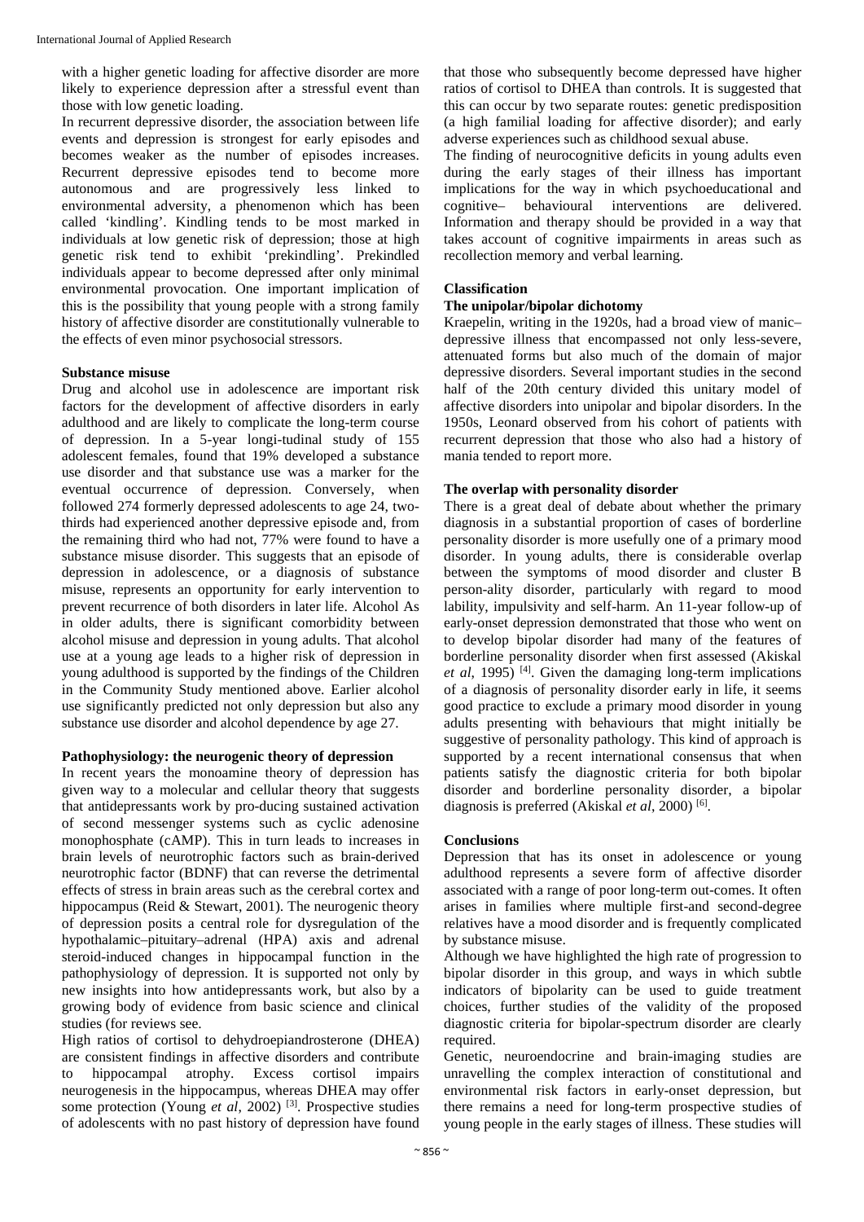with a higher genetic loading for affective disorder are more likely to experience depression after a stressful event than those with low genetic loading.

In recurrent depressive disorder, the association between life events and depression is strongest for early episodes and becomes weaker as the number of episodes increases. Recurrent depressive episodes tend to become more autonomous and are progressively less linked to environmental adversity, a phenomenon which has been called 'kindling'. Kindling tends to be most marked in individuals at low genetic risk of depression; those at high genetic risk tend to exhibit 'prekindling'. Prekindled individuals appear to become depressed after only minimal environmental provocation. One important implication of this is the possibility that young people with a strong family history of affective disorder are constitutionally vulnerable to the effects of even minor psychosocial stressors.

**Substance misuse**

Drug and alcohol use in adolescence are important risk factors for the development of affective disorders in early adulthood and are likely to complicate the long-term course of depression. In a 5-year longi-tudinal study of 155 adolescent females, found that 19% developed a substance use disorder and that substance use was a marker for the eventual occurrence of depression. Conversely, when followed 274 formerly depressed adolescents to age 24, two-thirds had experienced another depressive episode and, from the remaining third who had not, 77% were found to have a substance misuse disorder. This suggests that an episode of depression in adolescence, or a diagnosis of substance misuse, represents an opportunity for early intervention to prevent recurrence of both disorders in later life. Alcohol As in older adults, there is significant comorbidity between alcohol misuse and depression in young adults. That alcohol use at a young age leads to a higher risk of depression in young adulthood is supported by the findings of the Children in the Community Study mentioned above. Earlier alcohol use significantly predicted not only depression but also any substance use disorder and alcohol dependence by age 27.

**Pathophysiology: the neurogenic theory of depression**

In recent years the monoamine theory of depression has given way to a molecular and cellular theory that suggests that antidepressants work by pro-ducing sustained activation of second messenger systems such as cyclic adenosine monophosphate (cAMP). This in turn leads to increases in brain levels of neurotrophic factors such as brain-derived neurotrophic factor (BDNF) that can reverse the detrimental effects of stress in brain areas such as the cerebral cortex and hippocampus (Reid & Stewart, 2001). The neurogenic theory of depression posits a central role for dysregulation of the hypothalamic–pituitary–adrenal (HPA) axis and adrenal steroid-induced changes in hippocampal function in the pathophysiology of depression. It is supported not only by new insights into how antidepressants work, but also by a growing body of evidence from basic science and clinical studies (for reviews see.

High ratios of cortisol to dehydroepiandrosterone (DHEA) are consistent findings in affective disorders and contribute to hippocampal atrophy. Excess cortisol impairs neurogenesis in the hippocampus, whereas DHEA may offer some protection (Young *et al*, 2002) [3]. Prospective studies of adolescents with no past history of depression have found that those who subsequently become depressed have higher ratios of cortisol to DHEA than controls. It is suggested that this can occur by two separate routes: genetic predisposition (a high familial loading for affective disorder); and early adverse experiences such as childhood sexual abuse.

The finding of neurocognitive deficits in young adults even during the early stages of their illness has important implications for the way in which psychoeducational and cognitive– behavioural interventions are delivered. Information and therapy should be provided in a way that takes account of cognitive impairments in areas such as recollection memory and verbal learning.

**Classification**

**The unipolar/bipolar dichotomy**

Kraepelin, writing in the 1920s, had a broad view of manic–depressive illness that encompassed not only less-severe, attenuated forms but also much of the domain of major depressive disorders. Several important studies in the second half of the 20th century divided this unitary model of affective disorders into unipolar and bipolar disorders. In the 1950s, Leonard observed from his cohort of patients with recurrent depression that those who also had a history of mania tended to report more.

**The overlap with personality disorder**

There is a great deal of debate about whether the primary diagnosis in a substantial proportion of cases of borderline personality disorder is more usefully one of a primary mood disorder. In young adults, there is considerable overlap between the symptoms of mood disorder and cluster B person-ality disorder, particularly with regard to mood lability, impulsivity and self-harm. An 11-year follow-up of early-onset depression demonstrated that those who went on to develop bipolar disorder had many of the features of borderline personality disorder when first assessed (Akiskal *et al*, 1995) [4]. Given the damaging long-term implications of a diagnosis of personality disorder early in life, it seems good practice to exclude a primary mood disorder in young adults presenting with behaviours that might initially be suggestive of personality pathology. This kind of approach is supported by a recent international consensus that when patients satisfy the diagnostic criteria for both bipolar disorder and borderline personality disorder, a bipolar diagnosis is preferred (Akiskal *et al*, 2000) [6].

**Conclusions**

Depression that has its onset in adolescence or young adulthood represents a severe form of affective disorder associated with a range of poor long-term out-comes. It often arises in families where multiple first-and second-degree relatives have a mood disorder and is frequently complicated by substance misuse.

Although we have highlighted the high rate of progression to bipolar disorder in this group, and ways in which subtle indicators of bipolarity can be used to guide treatment choices, further studies of the validity of the proposed diagnostic criteria for bipolar-spectrum disorder are clearly required.

Genetic, neuroendocrine and brain-imaging studies are unravelling the complex interaction of constitutional and environmental risk factors in early-onset depression, but there remains a need for long-term prospective studies of young people in the early stages of illness. These studies will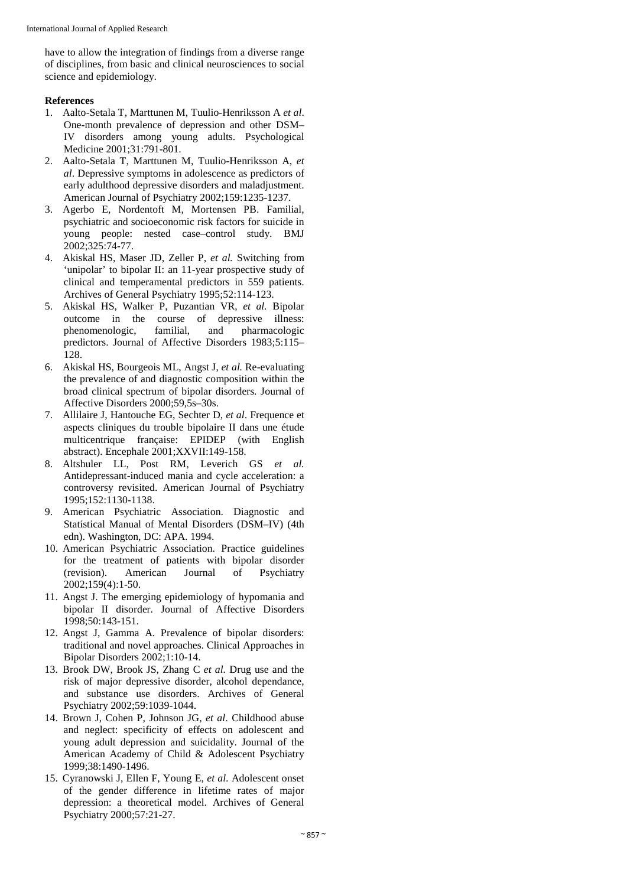have to allow the integration of findings from a diverse range of disciplines, from basic and clinical neurosciences to social science and epidemiology.

**References**

1. Aalto-Setala T, Marttunen M, Tuulio-Henriksson A *et al*. One-month prevalence of depression and other DSM–IV disorders among young adults. Psychological Medicine 2001;31:791-801.
2. Aalto-Setala T, Marttunen M, Tuulio-Henriksson A, *et al*. Depressive symptoms in adolescence as predictors of early adulthood depressive disorders and maladjustment. American Journal of Psychiatry 2002;159:1235-1237.
3. Agerbo E, Nordentoft M, Mortensen PB. Familial, psychiatric and socioeconomic risk factors for suicide in young people: nested case–control study. BMJ 2002;325:74-77.
4. Akiskal HS, Maser JD, Zeller P, *et al.* Switching from 'unipolar' to bipolar II: an 11-year prospective study of clinical and temperamental predictors in 559 patients. Archives of General Psychiatry 1995;52:114-123.
5. Akiskal HS, Walker P, Puzantian VR, *et al.* Bipolar outcome in the course of depressive illness: phenomenologic, familial, and pharmacologic predictors. Journal of Affective Disorders 1983;5:115–128.
6. Akiskal HS, Bourgeois ML, Angst J, *et al.* Re-evaluating the prevalence of and diagnostic composition within the broad clinical spectrum of bipolar disorders. Journal of Affective Disorders 2000;59,5s–30s.
7. Allilaire J, Hantouche EG, Sechter D, *et al*. Frequence et aspects cliniques du trouble bipolaire II dans une étude multicentrique française: EPIDEP (with English abstract). Encephale 2001;XXVII:149-158.
8. Altshuler LL, Post RM, Leverich GS *et al.* Antidepressant-induced mania and cycle acceleration: a controversy revisited. American Journal of Psychiatry 1995;152:1130-1138.
9. American Psychiatric Association. Diagnostic and Statistical Manual of Mental Disorders (DSM–IV) (4th edn). Washington, DC: APA. 1994.
10. American Psychiatric Association. Practice guidelines for the treatment of patients with bipolar disorder (revision). American Journal of Psychiatry 2002;159(4):1-50.
11. Angst J. The emerging epidemiology of hypomania and bipolar II disorder. Journal of Affective Disorders 1998;50:143-151.
12. Angst J, Gamma A. Prevalence of bipolar disorders: traditional and novel approaches. Clinical Approaches in Bipolar Disorders 2002;1:10-14.
13. Brook DW, Brook JS, Zhang C *et al.* Drug use and the risk of major depressive disorder, alcohol dependance, and substance use disorders. Archives of General Psychiatry 2002;59:1039-1044.
14. Brown J, Cohen P, Johnson JG, *et al*. Childhood abuse and neglect: specificity of effects on adolescent and young adult depression and suicidality. Journal of the American Academy of Child & Adolescent Psychiatry 1999;38:1490-1496.
15. Cyranowski J, Ellen F, Young E, *et al.* Adolescent onset of the gender difference in lifetime rates of major depression: a theoretical model. Archives of General Psychiatry 2000;57:21-27.